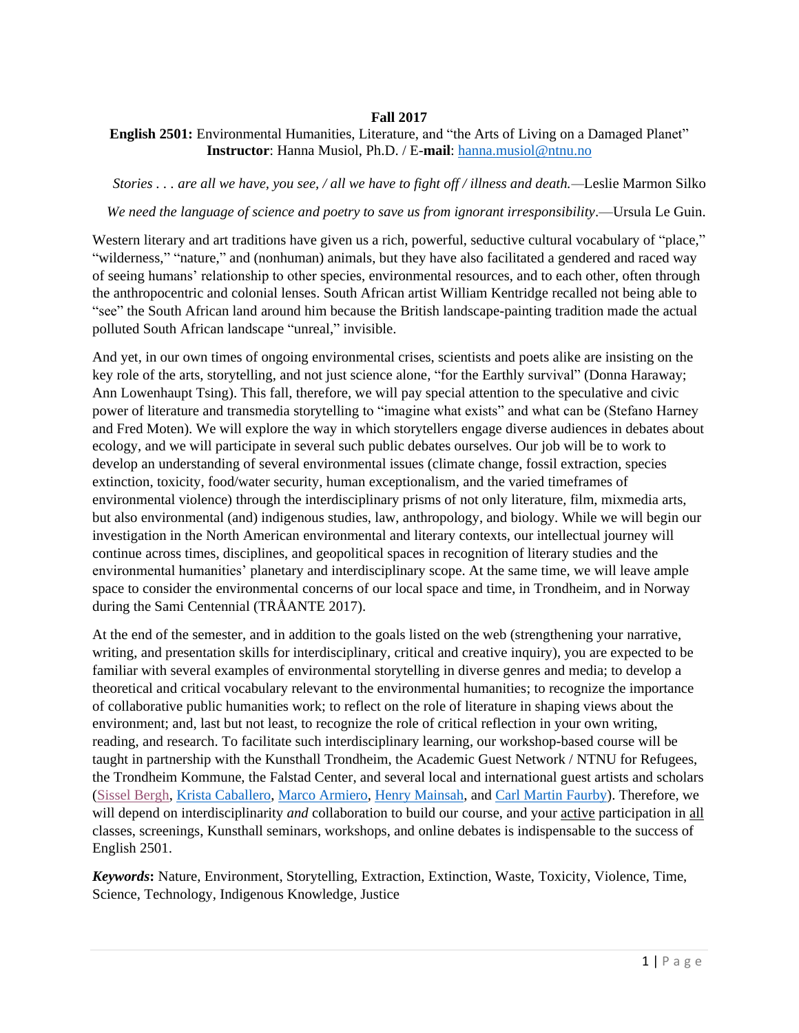**Fall 2017**

**English 2501:** Environmental Humanities, Literature, and "the Arts of Living on a Damaged Planet"
**Instructor**: Hanna Musiol, Ph.D. / E-**mail**: hanna.musiol@ntnu.no

*Stories . . . are all we have, you see, / all we have to fight off / illness and death.*—Leslie Marmon Silko

*We need the language of science and poetry to save us from ignorant irresponsibility*.—Ursula Le Guin.

Western literary and art traditions have given us a rich, powerful, seductive cultural vocabulary of "place," "wilderness," "nature," and (nonhuman) animals, but they have also facilitated a gendered and raced way of seeing humans' relationship to other species, environmental resources, and to each other, often through the anthropocentric and colonial lenses. South African artist William Kentridge recalled not being able to "see" the South African land around him because the British landscape-painting tradition made the actual polluted South African landscape "unreal," invisible.

And yet, in our own times of ongoing environmental crises, scientists and poets alike are insisting on the key role of the arts, storytelling, and not just science alone, "for the Earthly survival" (Donna Haraway; Ann Lowenhaupt Tsing). This fall, therefore, we will pay special attention to the speculative and civic power of literature and transmedia storytelling to "imagine what exists" and what can be (Stefano Harney and Fred Moten). We will explore the way in which storytellers engage diverse audiences in debates about ecology, and we will participate in several such public debates ourselves. Our job will be to work to develop an understanding of several environmental issues (climate change, fossil extraction, species extinction, toxicity, food/water security, human exceptionalism, and the varied timeframes of environmental violence) through the interdisciplinary prisms of not only literature, film, mixmedia arts, but also environmental (and) indigenous studies, law, anthropology, and biology. While we will begin our investigation in the North American environmental and literary contexts, our intellectual journey will continue across times, disciplines, and geopolitical spaces in recognition of literary studies and the environmental humanities' planetary and interdisciplinary scope. At the same time, we will leave ample space to consider the environmental concerns of our local space and time, in Trondheim, and in Norway during the Sami Centennial (TRÅANTE 2017).

At the end of the semester, and in addition to the goals listed on the web (strengthening your narrative, writing, and presentation skills for interdisciplinary, critical and creative inquiry), you are expected to be familiar with several examples of environmental storytelling in diverse genres and media; to develop a theoretical and critical vocabulary relevant to the environmental humanities; to recognize the importance of collaborative public humanities work; to reflect on the role of literature in shaping views about the environment; and, last but not least, to recognize the role of critical reflection in your own writing, reading, and research. To facilitate such interdisciplinary learning, our workshop-based course will be taught in partnership with the Kunsthall Trondheim, the Academic Guest Network / NTNU for Refugees, the Trondheim Kommune, the Falstad Center, and several local and international guest artists and scholars (Sissel Bergh, Krista Caballero, Marco Armiero, Henry Mainsah, and Carl Martin Faurby). Therefore, we will depend on interdisciplinarity *and* collaboration to build our course, and your active participation in all classes, screenings, Kunsthall seminars, workshops, and online debates is indispensable to the success of English 2501.

***Keywords*:** Nature, Environment, Storytelling, Extraction, Extinction, Waste, Toxicity, Violence, Time, Science, Technology, Indigenous Knowledge, Justice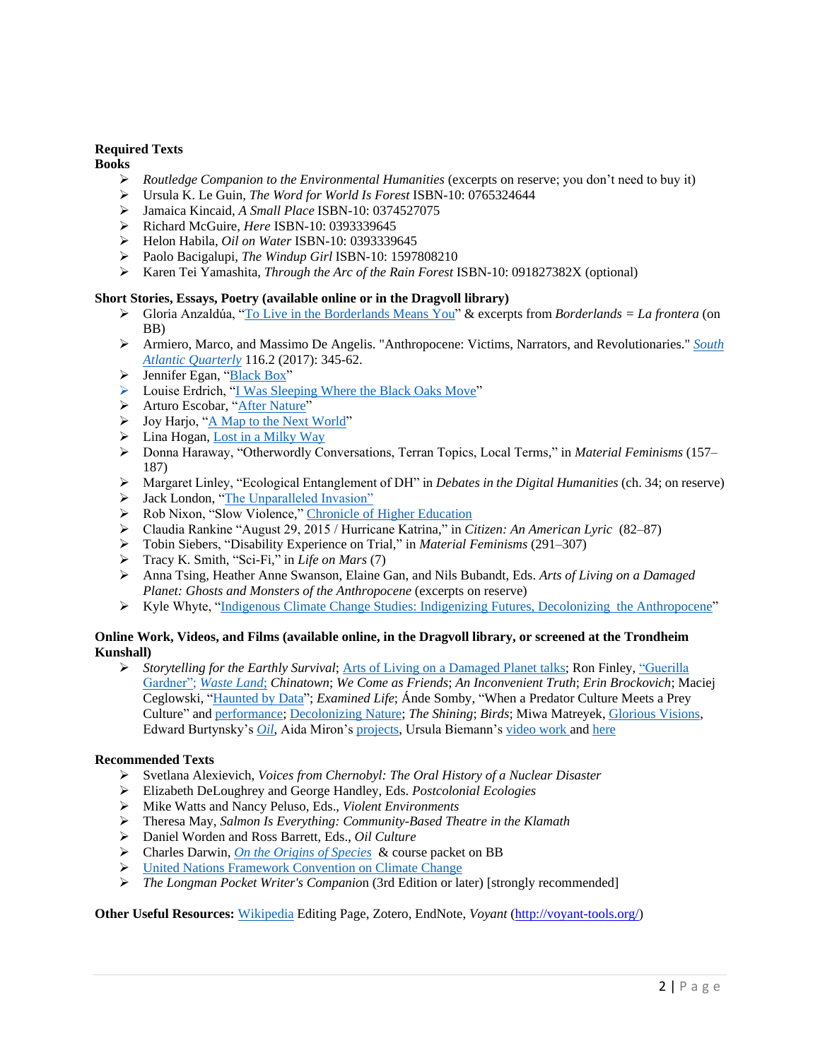**Required Texts**

**Books**

- *Routledge Companion to the Environmental Humanities* (excerpts on reserve; you don't need to buy it)
- Ursula K. Le Guin, *The Word for World Is Forest* ISBN-10: 0765324644
- Jamaica Kincaid, *A Small Place* ISBN-10: 0374527075
- Richard McGuire, *Here* ISBN-10: 0393339645
- Helon Habila, *Oil on Water* ISBN-10: 0393339645
- Paolo Bacigalupi, *The Windup Girl* ISBN-10: 1597808210
- Karen Tei Yamashita, *Through the Arc of the Rain Forest* ISBN-10: 091827382X (optional)

**Short Stories, Essays, Poetry (available online or in the Dragvoll library)**

- Gloria Anzaldúa, "To Live in the Borderlands Means You" & excerpts from *Borderlands = La frontera* (on BB)
- Armiero, Marco, and Massimo De Angelis. "Anthropocene: Victims, Narrators, and Revolutionaries." *South Atlantic Quarterly* 116.2 (2017): 345-62.
- Jennifer Egan, "Black Box"
- Louise Erdrich, "I Was Sleeping Where the Black Oaks Move"
- Arturo Escobar, "After Nature"
- Joy Harjo, "A Map to the Next World"
- Lina Hogan, Lost in a Milky Way
- Donna Haraway, "Otherwordly Conversations, Terran Topics, Local Terms," in *Material Feminisms* (157–187)
- Margaret Linley, "Ecological Entanglement of DH" in *Debates in the Digital Humanities* (ch. 34; on reserve)
- Jack London, "The Unparalleled Invasion"
- Rob Nixon, "Slow Violence," Chronicle of Higher Education
- Claudia Rankine "August 29, 2015 / Hurricane Katrina," in *Citizen: An American Lyric* (82–87)
- Tobin Siebers, "Disability Experience on Trial," in *Material Feminisms* (291–307)
- Tracy K. Smith, "Sci-Fi," in *Life on Mars* (7)
- Anna Tsing, Heather Anne Swanson, Elaine Gan, and Nils Bubandt, Eds. *Arts of Living on a Damaged Planet: Ghosts and Monsters of the Anthropocene* (excerpts on reserve)
- Kyle Whyte, "Indigenous Climate Change Studies: Indigenizing Futures, Decolonizing the Anthropocene"

**Online Work, Videos, and Films (available online, in the Dragvoll library, or screened at the Trondheim Kunshall)**

- *Storytelling for the Earthly Survival*; Arts of Living on a Damaged Planet talks; Ron Finley, "Guerilla Gardner"; *Waste Land; Chinatown*; *We Come as Friends*; *An Inconvenient Truth*; *Erin Brockovich*; Maciej Ceglowski, "Haunted by Data"; *Examined Life*; Ánde Somby, "When a Predator Culture Meets a Prey Culture" and performance; Decolonizing Nature; *The Shining*; *Birds*; Miwa Matreyek, Glorious Visions, Edward Burtynsky's *Oil*, Aida Miron's projects, Ursula Biemann's video work and here

**Recommended Texts**

- Svetlana Alexievich, *Voices from Chernobyl: The Oral History of a Nuclear Disaster*
- Elizabeth DeLoughrey and George Handley, Eds. *Postcolonial Ecologies*
- Mike Watts and Nancy Peluso, Eds., *Violent Environments*
- Theresa May, *Salmon Is Everything: Community-Based Theatre in the Klamath*
- Daniel Worden and Ross Barrett, Eds., *Oil Culture*
- Charles Darwin, *On the Origins of Species* & course packet on BB
- United Nations Framework Convention on Climate Change
- *The Longman Pocket Writer's Companion* (3rd Edition or later) [strongly recommended]

**Other Useful Resources:** Wikipedia Editing Page, Zotero, EndNote, *Voyant* (http://voyant-tools.org/)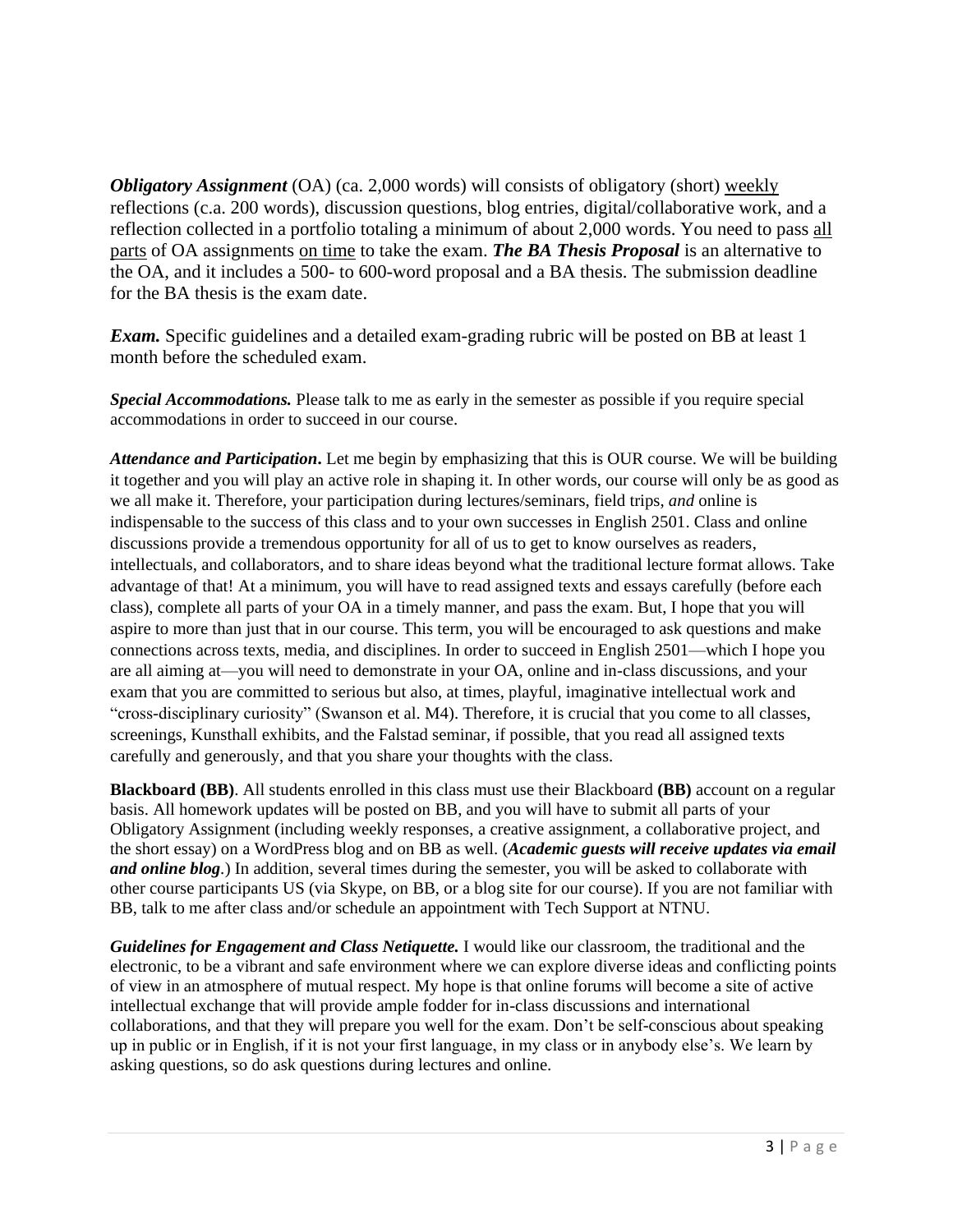***Obligatory Assignment*** (OA) (ca. 2,000 words) will consists of obligatory (short) weekly reflections (c.a. 200 words), discussion questions, blog entries, digital/collaborative work, and a reflection collected in a portfolio totaling a minimum of about 2,000 words. You need to pass all parts of OA assignments on time to take the exam. ***The BA Thesis Proposal*** is an alternative to the OA, and it includes a 500- to 600-word proposal and a BA thesis. The submission deadline for the BA thesis is the exam date.

***Exam.*** Specific guidelines and a detailed exam-grading rubric will be posted on BB at least 1 month before the scheduled exam.

***Special Accommodations.*** Please talk to me as early in the semester as possible if you require special accommodations in order to succeed in our course.

***Attendance and Participation*.** Let me begin by emphasizing that this is OUR course. We will be building it together and you will play an active role in shaping it. In other words, our course will only be as good as we all make it. Therefore, your participation during lectures/seminars, field trips, *and* online is indispensable to the success of this class and to your own successes in English 2501. Class and online discussions provide a tremendous opportunity for all of us to get to know ourselves as readers, intellectuals, and collaborators, and to share ideas beyond what the traditional lecture format allows. Take advantage of that! At a minimum, you will have to read assigned texts and essays carefully (before each class), complete all parts of your OA in a timely manner, and pass the exam. But, I hope that you will aspire to more than just that in our course. This term, you will be encouraged to ask questions and make connections across texts, media, and disciplines. In order to succeed in English 2501—which I hope you are all aiming at—you will need to demonstrate in your OA, online and in-class discussions, and your exam that you are committed to serious but also, at times, playful, imaginative intellectual work and "cross-disciplinary curiosity" (Swanson et al. M4). Therefore, it is crucial that you come to all classes, screenings, Kunsthall exhibits, and the Falstad seminar, if possible, that you read all assigned texts carefully and generously, and that you share your thoughts with the class.

**Blackboard (BB)**. All students enrolled in this class must use their Blackboard **(BB)** account on a regular basis. All homework updates will be posted on BB, and you will have to submit all parts of your Obligatory Assignment (including weekly responses, a creative assignment, a collaborative project, and the short essay) on a WordPress blog and on BB as well. (***Academic guests will receive updates via email and online blog***.) In addition, several times during the semester, you will be asked to collaborate with other course participants US (via Skype, on BB, or a blog site for our course). If you are not familiar with BB, talk to me after class and/or schedule an appointment with Tech Support at NTNU.

***Guidelines for Engagement and Class Netiquette.*** I would like our classroom, the traditional and the electronic, to be a vibrant and safe environment where we can explore diverse ideas and conflicting points of view in an atmosphere of mutual respect. My hope is that online forums will become a site of active intellectual exchange that will provide ample fodder for in-class discussions and international collaborations, and that they will prepare you well for the exam. Don't be self-conscious about speaking up in public or in English, if it is not your first language, in my class or in anybody else's. We learn by asking questions, so do ask questions during lectures and online.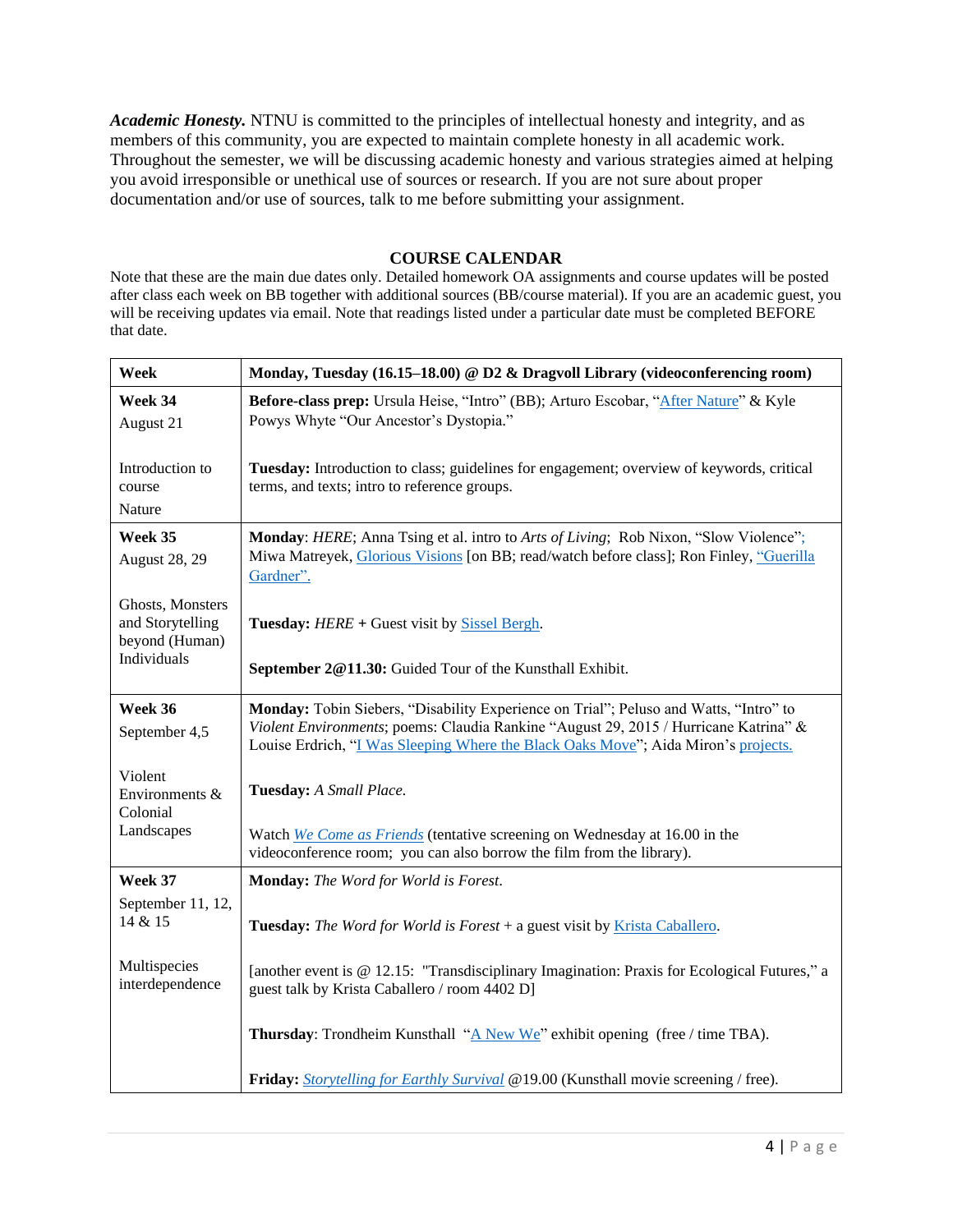***Academic Honesty.*** NTNU is committed to the principles of intellectual honesty and integrity, and as members of this community, you are expected to maintain complete honesty in all academic work. Throughout the semester, we will be discussing academic honesty and various strategies aimed at helping you avoid irresponsible or unethical use of sources or research. If you are not sure about proper documentation and/or use of sources, talk to me before submitting your assignment.

## COURSE CALENDAR

Note that these are the main due dates only. Detailed homework OA assignments and course updates will be posted after class each week on BB together with additional sources (BB/course material). If you are an academic guest, you will be receiving updates via email. Note that readings listed under a particular date must be completed BEFORE that date.

| Week | Monday, Tuesday (16.15–18.00) @ D2 & Dragvoll Library (videoconferencing room) |
|---|---|
| **Week 34**<br>August 21<br><br>Introduction to course<br>Nature | **Before-class prep:** Ursula Heise, "Intro" (BB); Arturo Escobar, "After Nature" & Kyle Powys Whyte "Our Ancestor's Dystopia."<br><br>**Tuesday:** Introduction to class; guidelines for engagement; overview of keywords, critical terms, and texts; intro to reference groups. |
| **Week 35**<br>August 28, 29<br><br>Ghosts, Monsters and Storytelling beyond (Human) Individuals | **Monday**: *HERE*; Anna Tsing et al. intro to *Arts of Living*; Rob Nixon, "Slow Violence"; Miwa Matreyek, Glorious Visions [on BB; read/watch before class]; Ron Finley, "Guerilla Gardner".<br><br>**Tuesday:** *HERE* **+** Guest visit by Sissel Bergh.<br><br>**September 2@11.30:** Guided Tour of the Kunsthall Exhibit. |
| **Week 36**<br>September 4,5<br><br>Violent Environments & Colonial Landscapes | **Monday:** Tobin Siebers, "Disability Experience on Trial"; Peluso and Watts, "Intro" to *Violent Environments*; poems: Claudia Rankine "August 29, 2015 / Hurricane Katrina" & Louise Erdrich, "I Was Sleeping Where the Black Oaks Move"; Aida Miron's projects.<br><br>**Tuesday:** *A Small Place.*<br><br>Watch *We Come as Friends* (tentative screening on Wednesday at 16.00 in the videoconference room; you can also borrow the film from the library). |
| **Week 37**<br>September 11, 12, 14 & 15<br><br>Multispecies interdependence | **Monday:** *The Word for World is Forest*.<br><br>**Tuesday:** *The Word for World is Forest* + a guest visit by Krista Caballero.<br><br>[another event is @ 12.15: "Transdisciplinary Imagination: Praxis for Ecological Futures," a guest talk by Krista Caballero / room 4402 D]<br><br>**Thursday**: Trondheim Kunsthall "A New We" exhibit opening (free / time TBA).<br><br>**Friday:** *Storytelling for Earthly Survival* @19.00 (Kunsthall movie screening / free). |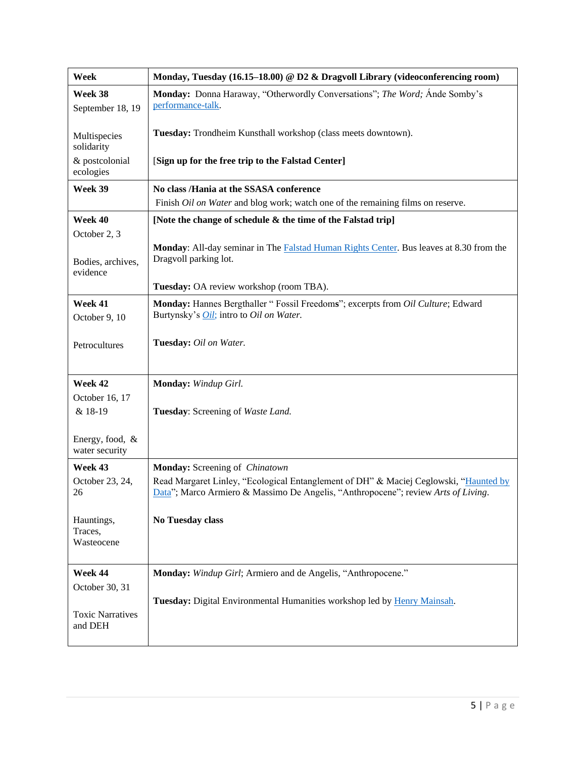| Week | Monday, Tuesday (16.15–18.00) @ D2 & Dragvoll Library (videoconferencing room) |
|---|---|
| **Week 38**<br>September 18, 19<br><br>Multispecies solidarity<br>& postcolonial ecologies | **Monday:** Donna Haraway, "Otherwordly Conversations"; *The Word;* Ánde Somby's performance-talk.<br><br>**Tuesday:** Trondheim Kunsthall workshop (class meets downtown).<br><br>[**Sign up for the free trip to the Falstad Center]** |
| **Week 39** | **No class /Hania at the SSASA conference**<br>Finish *Oil on Water* and blog work; watch one of the remaining films on reserve. |
| **Week 40**<br>October 2, 3<br><br>Bodies, archives, evidence | **[Note the change of schedule & the time of the Falstad trip]**<br><br>**Monday**: All-day seminar in The Falstad Human Rights Center. Bus leaves at 8.30 from the Dragvoll parking lot.<br><br>**Tuesday:** OA review workshop (room TBA). |
| **Week 41**<br>October 9, 10<br><br>Petrocultures | **Monday:** Hannes Bergthaller " Fossil Freedoms"; excerpts from *Oil Culture*; Edward Burtynsky's *Oil;* intro to *Oil on Water.*<br><br>**Tuesday:** *Oil on Water.* |
| **Week 42**<br>October 16, 17<br>& 18-19<br><br>Energy, food, & water security | **Monday:** *Windup Girl.*<br><br>**Tuesday**: Screening of *Waste Land.* |
| **Week 43**<br>October 23, 24, 26<br><br>Hauntings, Traces, Wasteocene | **Monday:** Screening of *Chinatown*<br>Read Margaret Linley, "Ecological Entanglement of DH" & Maciej Ceglowski, "Haunted by Data"; Marco Armiero & Massimo De Angelis, "Anthropocene"; review *Arts of Living*.<br><br>**No Tuesday class** |
| **Week 44**<br>October 30, 31<br><br>Toxic Narratives and DEH | **Monday:** *Windup Girl*; Armiero and de Angelis, "Anthropocene."<br><br>**Tuesday:** Digital Environmental Humanities workshop led by Henry Mainsah. |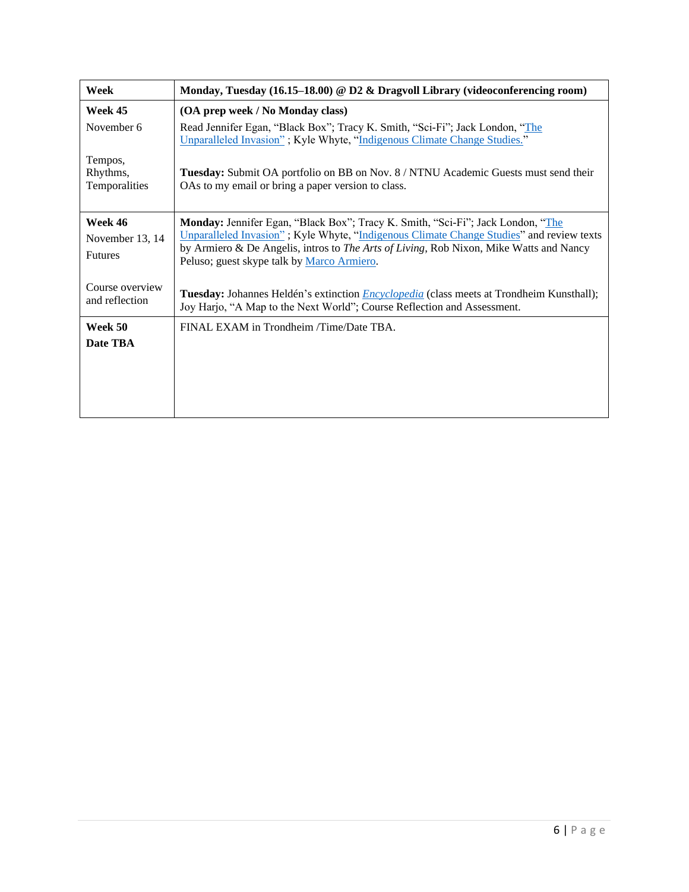| **Week** | **Monday, Tuesday (16.15–18.00) @ D2 & Dragvoll Library (videoconferencing room)** |
|---|---|
| **Week 45**<br>November 6<br><br>Tempos, Rhythms, Temporalities | **(OA prep week / No Monday class)**<br>Read Jennifer Egan, "Black Box"; Tracy K. Smith, "Sci-Fi"; Jack London, "The Unparalleled Invasion" ; Kyle Whyte, "Indigenous Climate Change Studies."<br><br>**Tuesday:** Submit OA portfolio on BB on Nov. 8 / NTNU Academic Guests must send their OAs to my email or bring a paper version to class. |
| **Week 46**<br>November 13, 14<br>Futures<br><br>Course overview and reflection | **Monday:** Jennifer Egan, "Black Box"; Tracy K. Smith, "Sci-Fi"; Jack London, "The Unparalleled Invasion" ; Kyle Whyte, "Indigenous Climate Change Studies" and review texts by Armiero & De Angelis, intros to *The Arts of Living*, Rob Nixon, Mike Watts and Nancy Peluso; guest skype talk by Marco Armiero.<br><br>**Tuesday:** Johannes Heldén's extinction *Encyclopedia* (class meets at Trondheim Kunsthall); Joy Harjo, "A Map to the Next World"; Course Reflection and Assessment. |
| **Week 50**<br>**Date TBA** | FINAL EXAM in Trondheim /Time/Date TBA. |